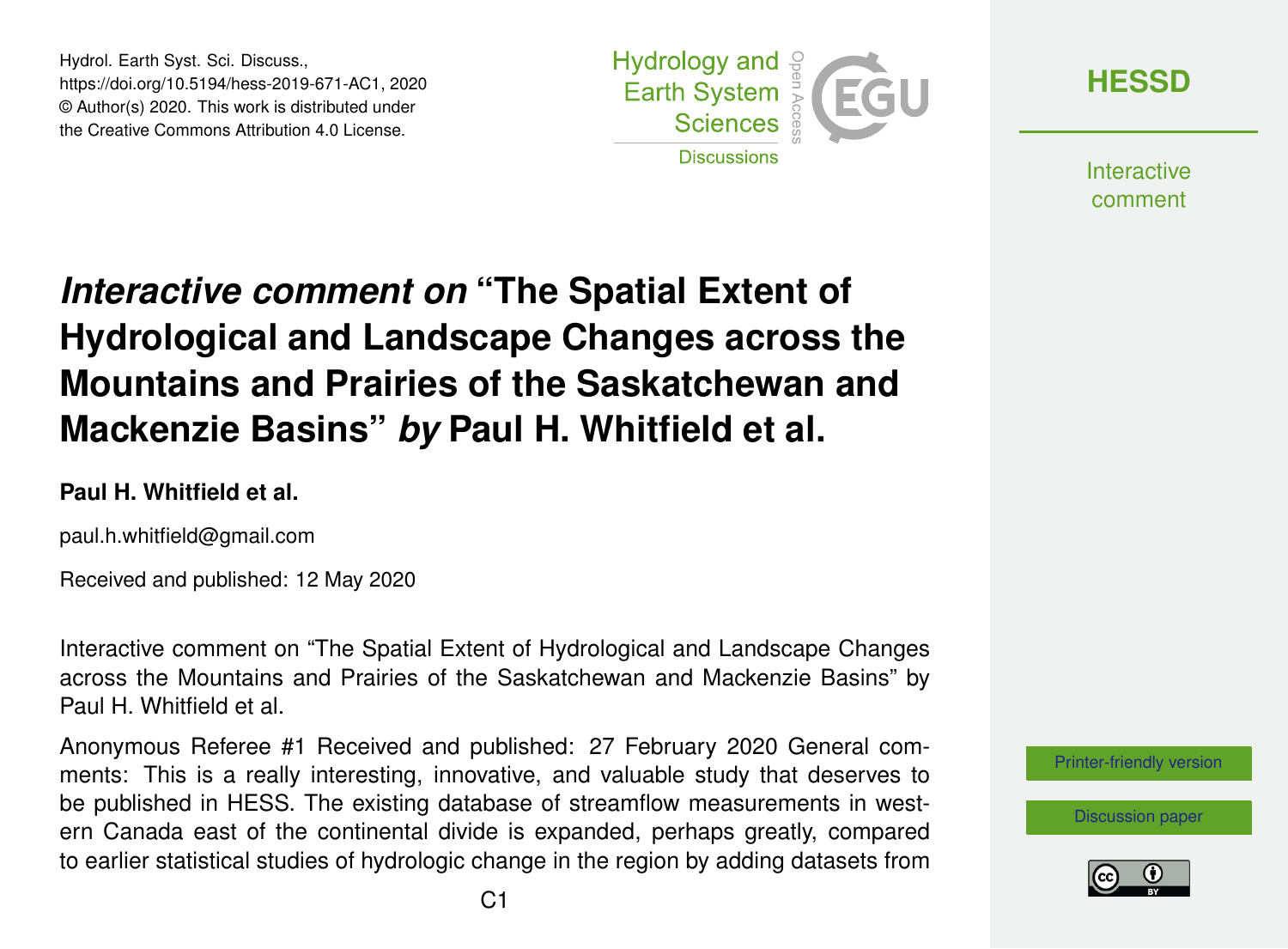Hydrol. Earth Syst. Sci. Discuss.,
https://doi.org/10.5194/hess-2019-671-AC1, 2020
© Author(s) 2020. This work is distributed under
the Creative Commons Attribution 4.0 License.

# *Interactive comment on* "The Spatial Extent of Hydrological and Landscape Changes across the Mountains and Prairies of the Saskatchewan and Mackenzie Basins" *by* Paul H. Whitfield et al.

**Paul H. Whitfield et al.**

paul.h.whitfield@gmail.com

Received and published: 12 May 2020

Interactive comment on "The Spatial Extent of Hydrological and Landscape Changes across the Mountains and Prairies of the Saskatchewan and Mackenzie Basins" by Paul H. Whitfield et al.

Anonymous Referee #1 Received and published: 27 February 2020 General comments: This is a really interesting, innovative, and valuable study that deserves to be published in HESS. The existing database of streamflow measurements in western Canada east of the continental divide is expanded, perhaps greatly, compared to earlier statistical studies of hydrologic change in the region by adding datasets from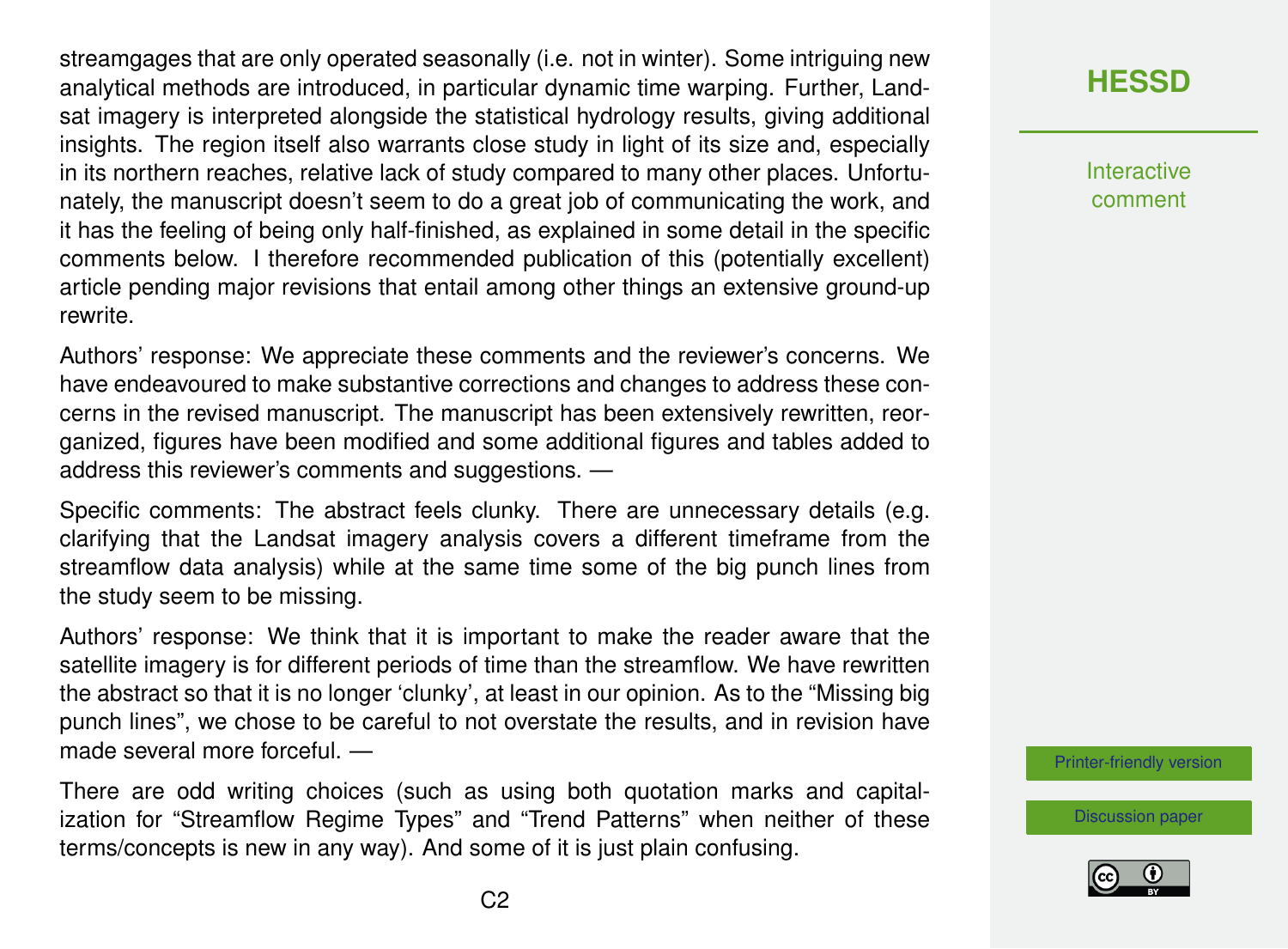streamgages that are only operated seasonally (i.e. not in winter). Some intriguing new analytical methods are introduced, in particular dynamic time warping. Further, Landsat imagery is interpreted alongside the statistical hydrology results, giving additional insights. The region itself also warrants close study in light of its size and, especially in its northern reaches, relative lack of study compared to many other places. Unfortunately, the manuscript doesn't seem to do a great job of communicating the work, and it has the feeling of being only half-finished, as explained in some detail in the specific comments below. I therefore recommended publication of this (potentially excellent) article pending major revisions that entail among other things an extensive ground-up rewrite.

Authors' response: We appreciate these comments and the reviewer's concerns. We have endeavoured to make substantive corrections and changes to address these concerns in the revised manuscript. The manuscript has been extensively rewritten, reorganized, figures have been modified and some additional figures and tables added to address this reviewer's comments and suggestions. —

Specific comments: The abstract feels clunky. There are unnecessary details (e.g. clarifying that the Landsat imagery analysis covers a different timeframe from the streamflow data analysis) while at the same time some of the big punch lines from the study seem to be missing.

Authors' response: We think that it is important to make the reader aware that the satellite imagery is for different periods of time than the streamflow. We have rewritten the abstract so that it is no longer 'clunky', at least in our opinion. As to the "Missing big punch lines", we chose to be careful to not overstate the results, and in revision have made several more forceful. —

There are odd writing choices (such as using both quotation marks and capitalization for "Streamflow Regime Types" and "Trend Patterns" when neither of these terms/concepts is new in any way). And some of it is just plain confusing.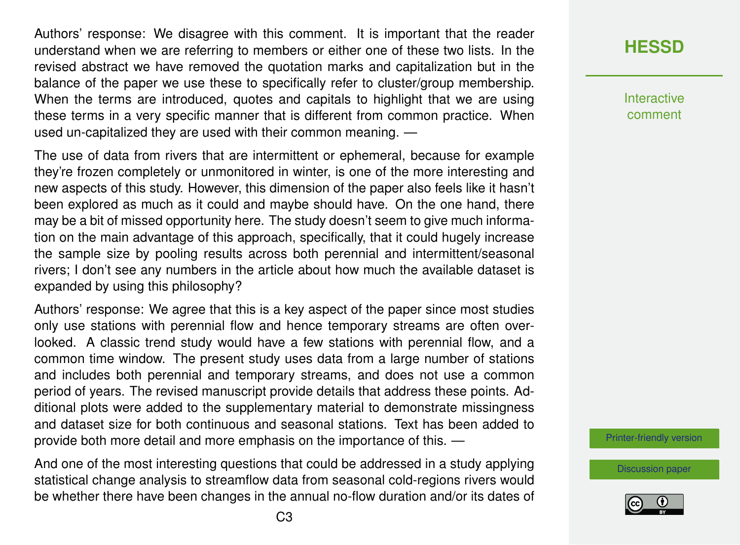Authors' response: We disagree with this comment. It is important that the reader understand when we are referring to members or either one of these two lists. In the revised abstract we have removed the quotation marks and capitalization but in the balance of the paper we use these to specifically refer to cluster/group membership. When the terms are introduced, quotes and capitals to highlight that we are using these terms in a very specific manner that is different from common practice. When used un-capitalized they are used with their common meaning. —

The use of data from rivers that are intermittent or ephemeral, because for example they're frozen completely or unmonitored in winter, is one of the more interesting and new aspects of this study. However, this dimension of the paper also feels like it hasn't been explored as much as it could and maybe should have. On the one hand, there may be a bit of missed opportunity here. The study doesn't seem to give much information on the main advantage of this approach, specifically, that it could hugely increase the sample size by pooling results across both perennial and intermittent/seasonal rivers; I don't see any numbers in the article about how much the available dataset is expanded by using this philosophy?

Authors' response: We agree that this is a key aspect of the paper since most studies only use stations with perennial flow and hence temporary streams are often overlooked. A classic trend study would have a few stations with perennial flow, and a common time window. The present study uses data from a large number of stations and includes both perennial and temporary streams, and does not use a common period of years. The revised manuscript provide details that address these points. Additional plots were added to the supplementary material to demonstrate missingness and dataset size for both continuous and seasonal stations. Text has been added to provide both more detail and more emphasis on the importance of this. —

And one of the most interesting questions that could be addressed in a study applying statistical change analysis to streamflow data from seasonal cold-regions rivers would be whether there have been changes in the annual no-flow duration and/or its dates of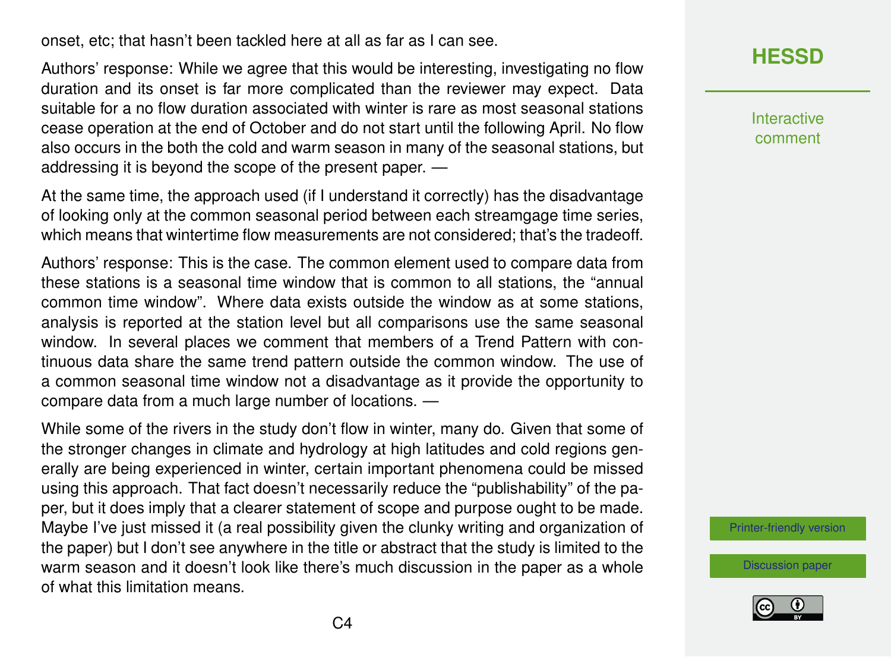onset, etc; that hasn't been tackled here at all as far as I can see.

Authors' response: While we agree that this would be interesting, investigating no flow duration and its onset is far more complicated than the reviewer may expect. Data suitable for a no flow duration associated with winter is rare as most seasonal stations cease operation at the end of October and do not start until the following April. No flow also occurs in the both the cold and warm season in many of the seasonal stations, but addressing it is beyond the scope of the present paper. —

At the same time, the approach used (if I understand it correctly) has the disadvantage of looking only at the common seasonal period between each streamgage time series, which means that wintertime flow measurements are not considered; that's the tradeoff.

Authors' response: This is the case. The common element used to compare data from these stations is a seasonal time window that is common to all stations, the "annual common time window". Where data exists outside the window as at some stations, analysis is reported at the station level but all comparisons use the same seasonal window. In several places we comment that members of a Trend Pattern with continuous data share the same trend pattern outside the common window. The use of a common seasonal time window not a disadvantage as it provide the opportunity to compare data from a much large number of locations. —

While some of the rivers in the study don't flow in winter, many do. Given that some of the stronger changes in climate and hydrology at high latitudes and cold regions generally are being experienced in winter, certain important phenomena could be missed using this approach. That fact doesn't necessarily reduce the "publishability" of the paper, but it does imply that a clearer statement of scope and purpose ought to be made. Maybe I've just missed it (a real possibility given the clunky writing and organization of the paper) but I don't see anywhere in the title or abstract that the study is limited to the warm season and it doesn't look like there's much discussion in the paper as a whole of what this limitation means.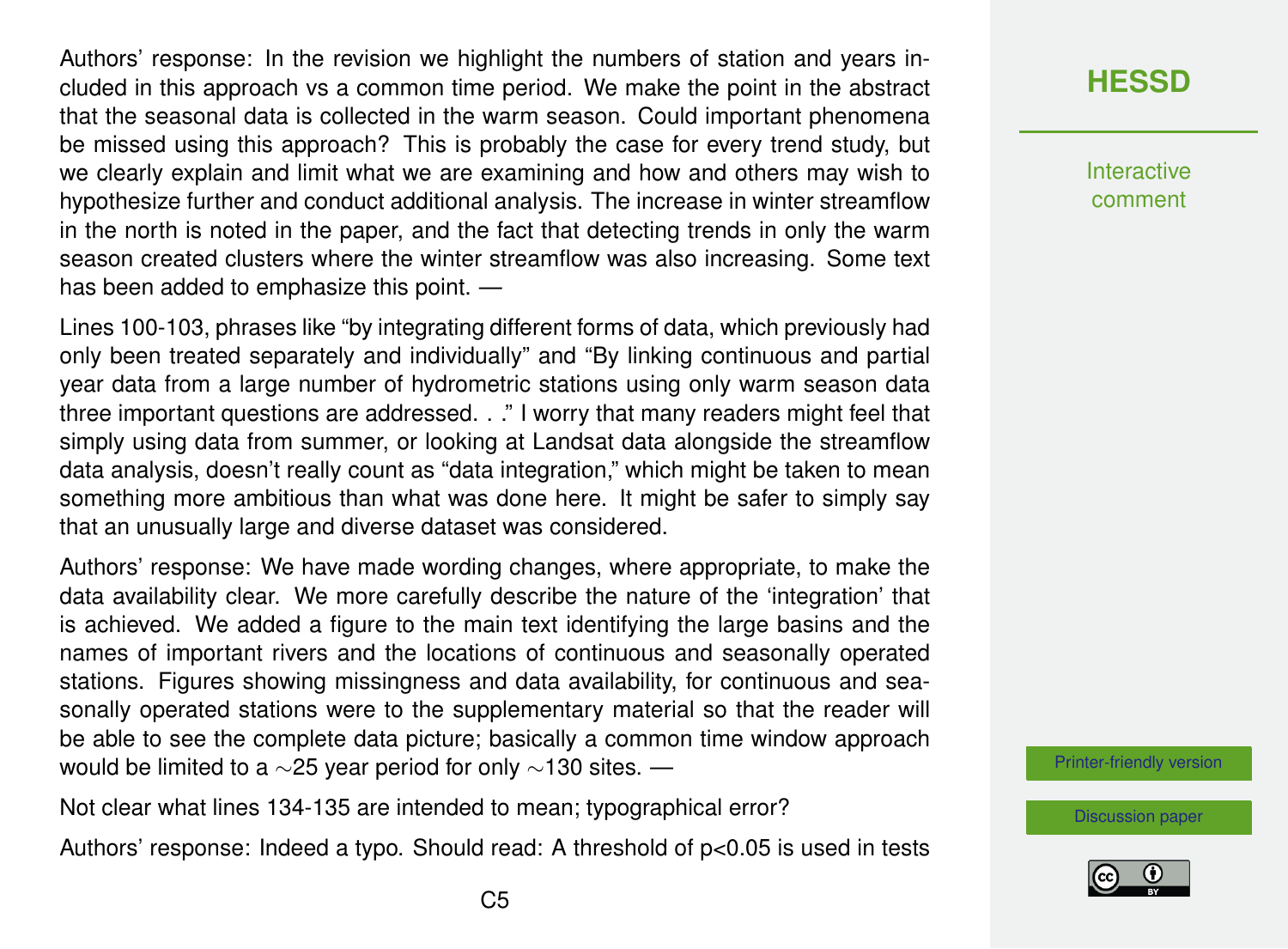Authors' response: In the revision we highlight the numbers of station and years included in this approach vs a common time period. We make the point in the abstract that the seasonal data is collected in the warm season. Could important phenomena be missed using this approach? This is probably the case for every trend study, but we clearly explain and limit what we are examining and how and others may wish to hypothesize further and conduct additional analysis. The increase in winter streamflow in the north is noted in the paper, and the fact that detecting trends in only the warm season created clusters where the winter streamflow was also increasing. Some text has been added to emphasize this point. —

Lines 100-103, phrases like "by integrating different forms of data, which previously had only been treated separately and individually" and "By linking continuous and partial year data from a large number of hydrometric stations using only warm season data three important questions are addressed. . ." I worry that many readers might feel that simply using data from summer, or looking at Landsat data alongside the streamflow data analysis, doesn't really count as "data integration," which might be taken to mean something more ambitious than what was done here. It might be safer to simply say that an unusually large and diverse dataset was considered.

Authors' response: We have made wording changes, where appropriate, to make the data availability clear. We more carefully describe the nature of the 'integration' that is achieved. We added a figure to the main text identifying the large basins and the names of important rivers and the locations of continuous and seasonally operated stations. Figures showing missingness and data availability, for continuous and seasonally operated stations were to the supplementary material so that the reader will be able to see the complete data picture; basically a common time window approach would be limited to a ∼25 year period for only ∼130 sites. —

Not clear what lines 134-135 are intended to mean; typographical error?

Authors' response: Indeed a typo. Should read: A threshold of $p<0.05$ is used in tests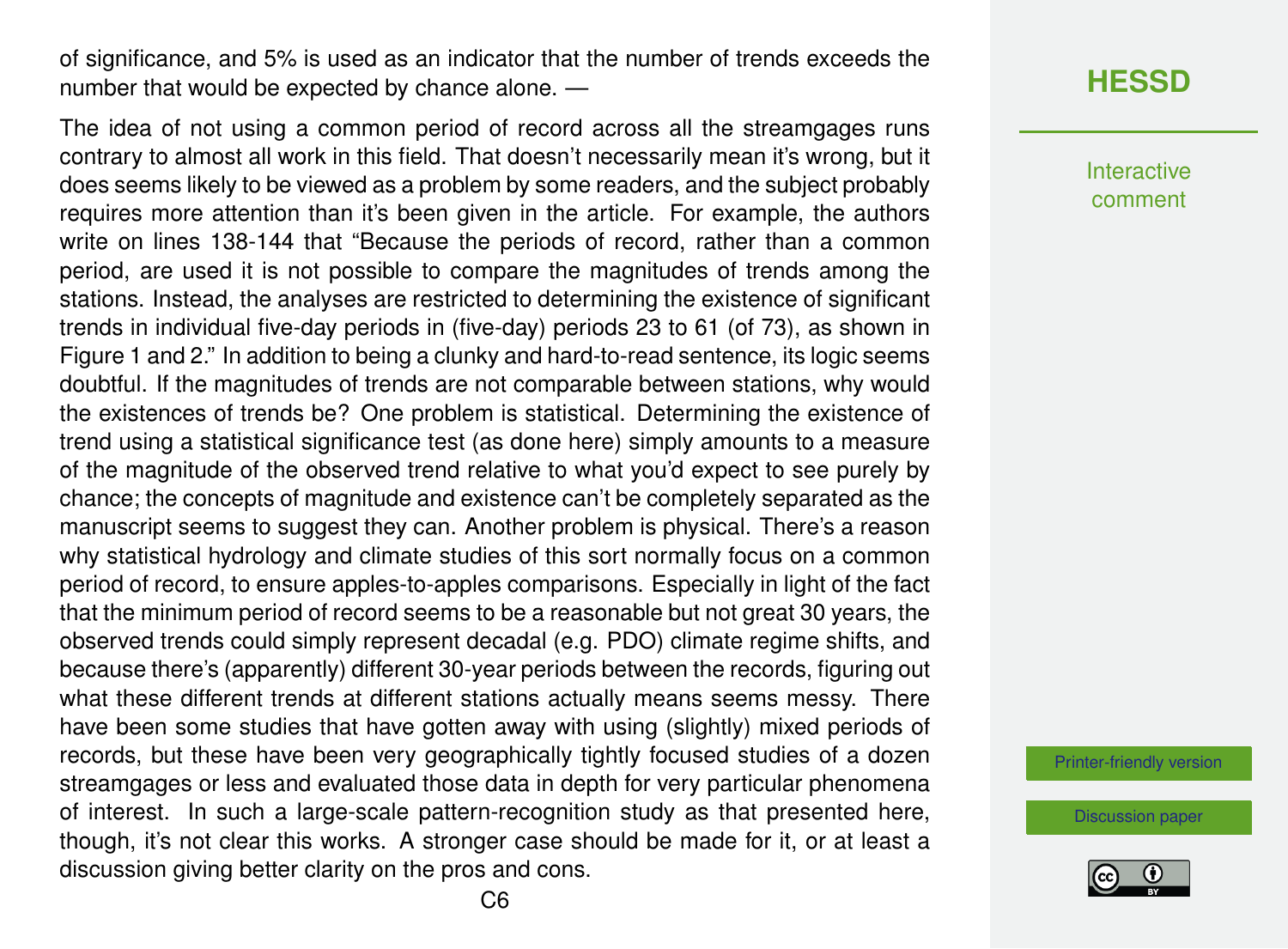of significance, and 5% is used as an indicator that the number of trends exceeds the number that would be expected by chance alone. —

The idea of not using a common period of record across all the streamgages runs contrary to almost all work in this field. That doesn't necessarily mean it's wrong, but it does seems likely to be viewed as a problem by some readers, and the subject probably requires more attention than it's been given in the article. For example, the authors write on lines 138-144 that "Because the periods of record, rather than a common period, are used it is not possible to compare the magnitudes of trends among the stations. Instead, the analyses are restricted to determining the existence of significant trends in individual five-day periods in (five-day) periods 23 to 61 (of 73), as shown in Figure 1 and 2." In addition to being a clunky and hard-to-read sentence, its logic seems doubtful. If the magnitudes of trends are not comparable between stations, why would the existences of trends be? One problem is statistical. Determining the existence of trend using a statistical significance test (as done here) simply amounts to a measure of the magnitude of the observed trend relative to what you'd expect to see purely by chance; the concepts of magnitude and existence can't be completely separated as the manuscript seems to suggest they can. Another problem is physical. There's a reason why statistical hydrology and climate studies of this sort normally focus on a common period of record, to ensure apples-to-apples comparisons. Especially in light of the fact that the minimum period of record seems to be a reasonable but not great 30 years, the observed trends could simply represent decadal (e.g. PDO) climate regime shifts, and because there's (apparently) different 30-year periods between the records, figuring out what these different trends at different stations actually means seems messy. There have been some studies that have gotten away with using (slightly) mixed periods of records, but these have been very geographically tightly focused studies of a dozen streamgages or less and evaluated those data in depth for very particular phenomena of interest. In such a large-scale pattern-recognition study as that presented here, though, it's not clear this works. A stronger case should be made for it, or at least a discussion giving better clarity on the pros and cons.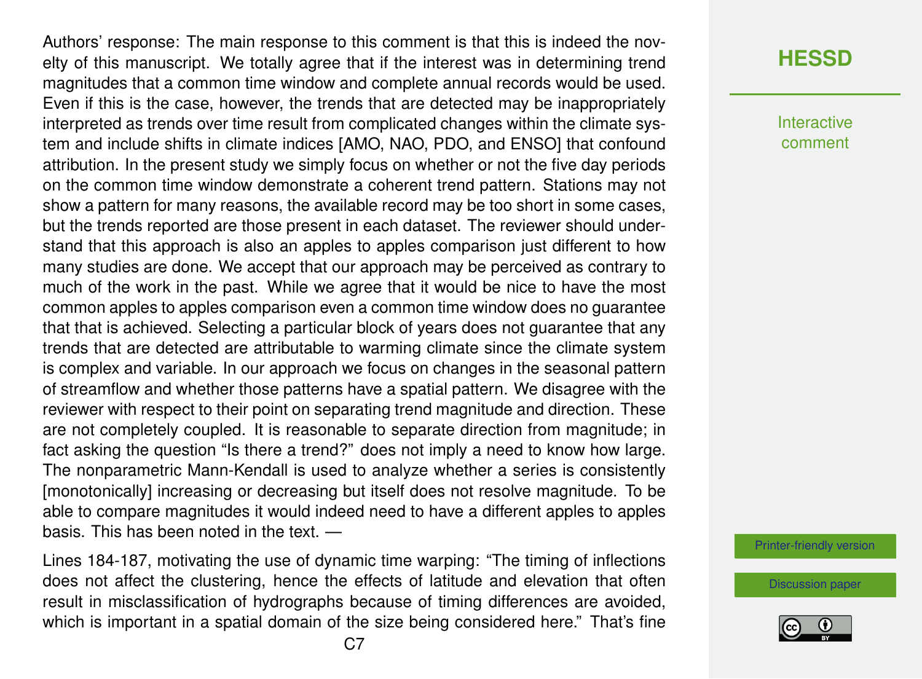Authors' response: The main response to this comment is that this is indeed the novelty of this manuscript. We totally agree that if the interest was in determining trend magnitudes that a common time window and complete annual records would be used. Even if this is the case, however, the trends that are detected may be inappropriately interpreted as trends over time result from complicated changes within the climate system and include shifts in climate indices [AMO, NAO, PDO, and ENSO] that confound attribution. In the present study we simply focus on whether or not the five day periods on the common time window demonstrate a coherent trend pattern. Stations may not show a pattern for many reasons, the available record may be too short in some cases, but the trends reported are those present in each dataset. The reviewer should understand that this approach is also an apples to apples comparison just different to how many studies are done. We accept that our approach may be perceived as contrary to much of the work in the past. While we agree that it would be nice to have the most common apples to apples comparison even a common time window does no guarantee that that is achieved. Selecting a particular block of years does not guarantee that any trends that are detected are attributable to warming climate since the climate system is complex and variable. In our approach we focus on changes in the seasonal pattern of streamflow and whether those patterns have a spatial pattern. We disagree with the reviewer with respect to their point on separating trend magnitude and direction. These are not completely coupled. It is reasonable to separate direction from magnitude; in fact asking the question "Is there a trend?" does not imply a need to know how large. The nonparametric Mann-Kendall is used to analyze whether a series is consistently [monotonically] increasing or decreasing but itself does not resolve magnitude. To be able to compare magnitudes it would indeed need to have a different apples to apples basis. This has been noted in the text. —

Lines 184-187, motivating the use of dynamic time warping: "The timing of inflections does not affect the clustering, hence the effects of latitude and elevation that often result in misclassification of hydrographs because of timing differences are avoided, which is important in a spatial domain of the size being considered here." That's fine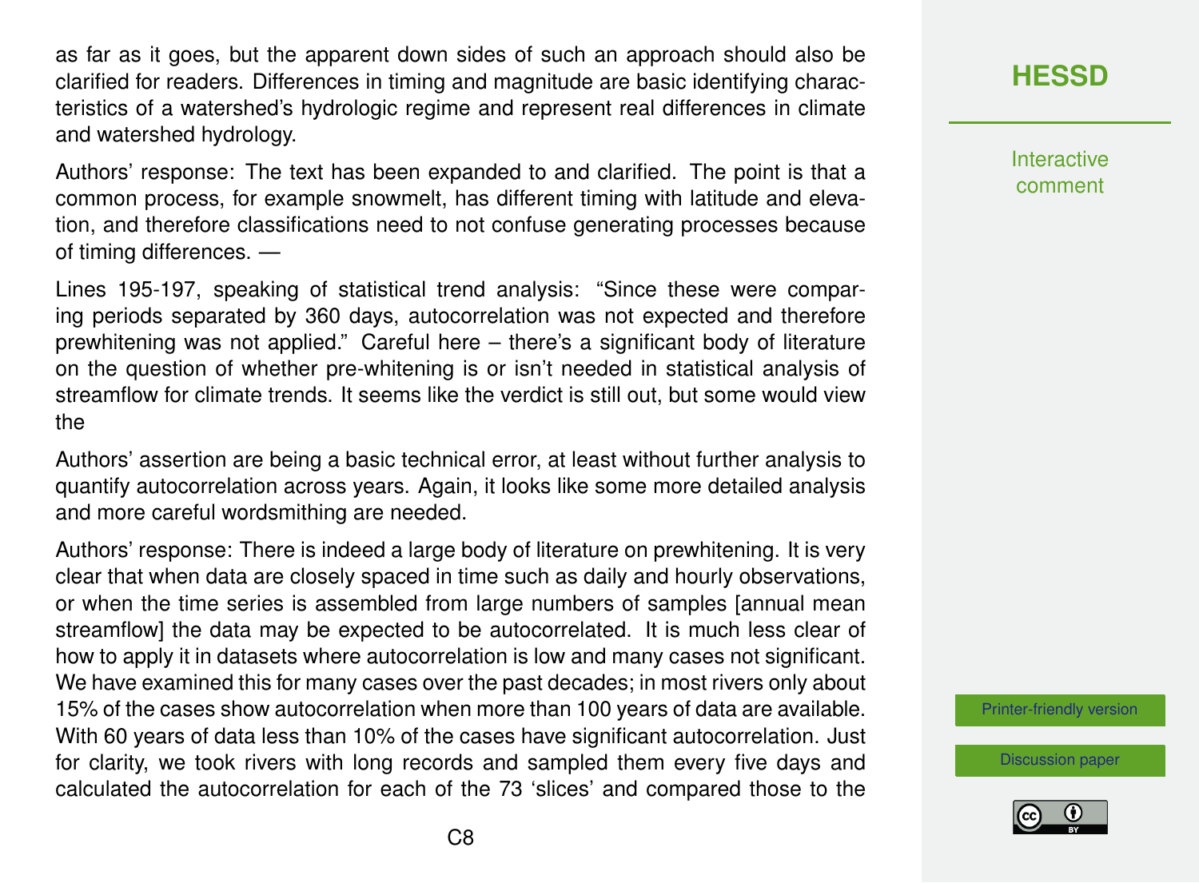as far as it goes, but the apparent down sides of such an approach should also be clarified for readers. Differences in timing and magnitude are basic identifying characteristics of a watershed's hydrologic regime and represent real differences in climate and watershed hydrology.

Authors' response: The text has been expanded to and clarified. The point is that a common process, for example snowmelt, has different timing with latitude and elevation, and therefore classifications need to not confuse generating processes because of timing differences. —

Lines 195-197, speaking of statistical trend analysis: "Since these were comparing periods separated by 360 days, autocorrelation was not expected and therefore prewhitening was not applied." Careful here – there's a significant body of literature on the question of whether pre-whitening is or isn't needed in statistical analysis of streamflow for climate trends. It seems like the verdict is still out, but some would view the

Authors' assertion are being a basic technical error, at least without further analysis to quantify autocorrelation across years. Again, it looks like some more detailed analysis and more careful wordsmithing are needed.

Authors' response: There is indeed a large body of literature on prewhitening. It is very clear that when data are closely spaced in time such as daily and hourly observations, or when the time series is assembled from large numbers of samples [annual mean streamflow] the data may be expected to be autocorrelated. It is much less clear of how to apply it in datasets where autocorrelation is low and many cases not significant. We have examined this for many cases over the past decades; in most rivers only about 15% of the cases show autocorrelation when more than 100 years of data are available. With 60 years of data less than 10% of the cases have significant autocorrelation. Just for clarity, we took rivers with long records and sampled them every five days and calculated the autocorrelation for each of the 73 'slices' and compared those to the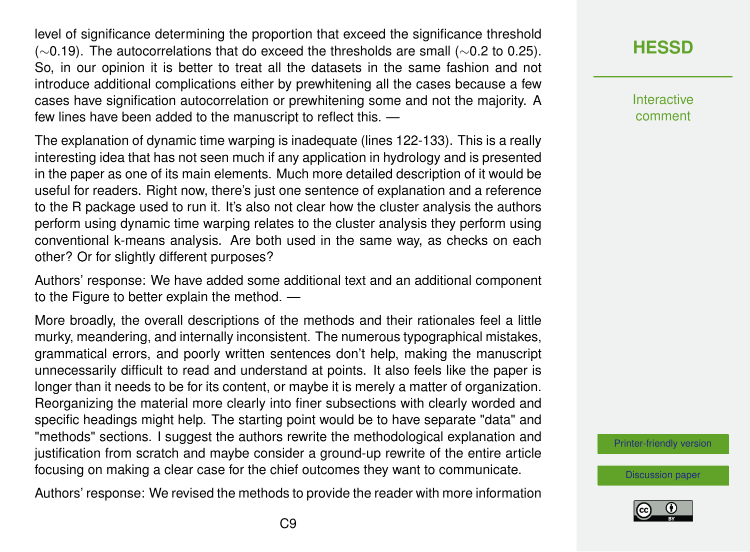level of significance determining the proportion that exceed the significance threshold (∼0.19). The autocorrelations that do exceed the thresholds are small (∼0.2 to 0.25). So, in our opinion it is better to treat all the datasets in the same fashion and not introduce additional complications either by prewhitening all the cases because a few cases have signification autocorrelation or prewhitening some and not the majority. A few lines have been added to the manuscript to reflect this. —

The explanation of dynamic time warping is inadequate (lines 122-133). This is a really interesting idea that has not seen much if any application in hydrology and is presented in the paper as one of its main elements. Much more detailed description of it would be useful for readers. Right now, there's just one sentence of explanation and a reference to the R package used to run it. It's also not clear how the cluster analysis the authors perform using dynamic time warping relates to the cluster analysis they perform using conventional k-means analysis. Are both used in the same way, as checks on each other? Or for slightly different purposes?

Authors' response: We have added some additional text and an additional component to the Figure to better explain the method. —

More broadly, the overall descriptions of the methods and their rationales feel a little murky, meandering, and internally inconsistent. The numerous typographical mistakes, grammatical errors, and poorly written sentences don't help, making the manuscript unnecessarily difficult to read and understand at points. It also feels like the paper is longer than it needs to be for its content, or maybe it is merely a matter of organization. Reorganizing the material more clearly into finer subsections with clearly worded and specific headings might help. The starting point would be to have separate "data" and "methods" sections. I suggest the authors rewrite the methodological explanation and justification from scratch and maybe consider a ground-up rewrite of the entire article focusing on making a clear case for the chief outcomes they want to communicate.

Authors' response: We revised the methods to provide the reader with more information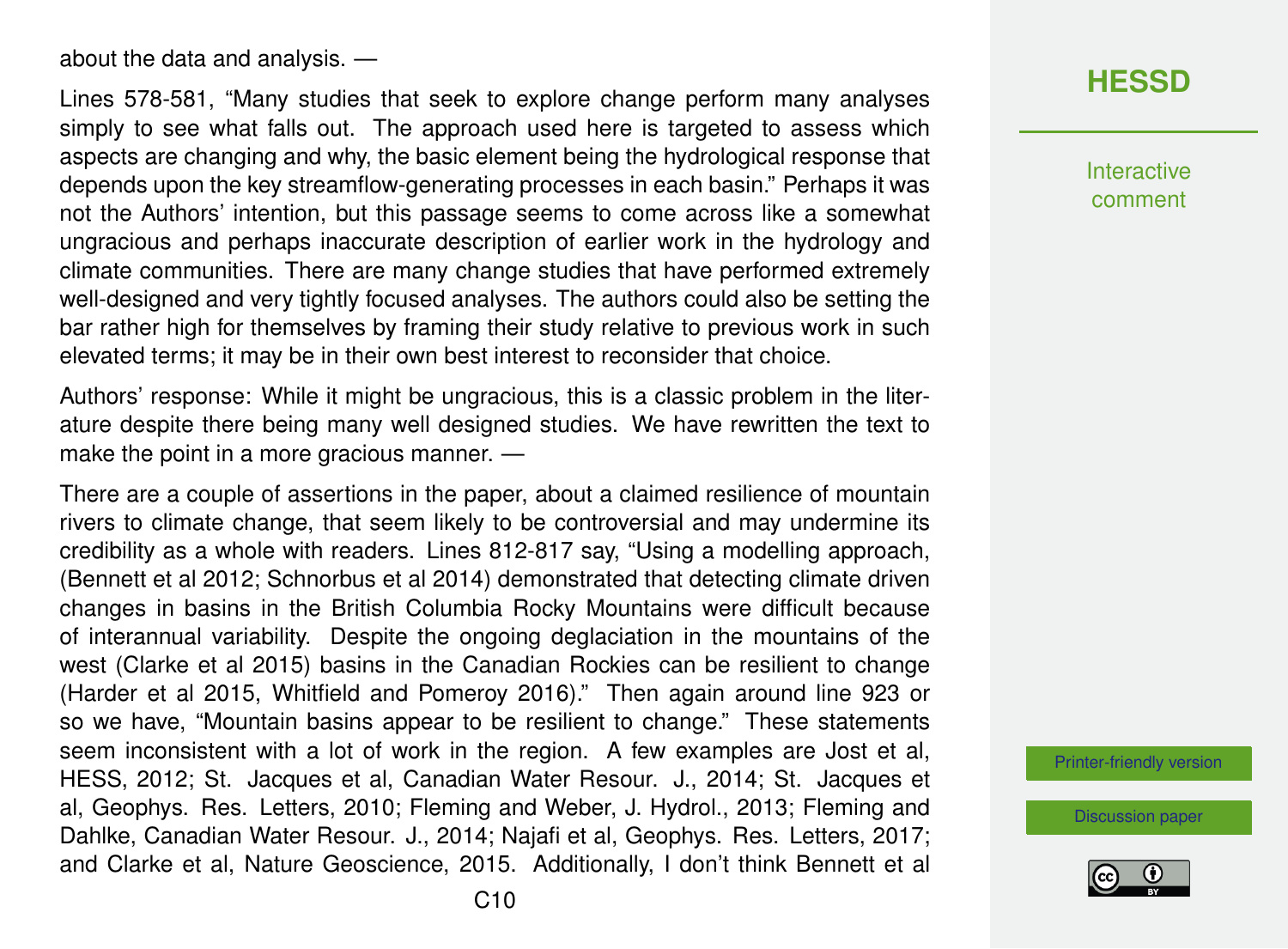about the data and analysis. —

Lines 578-581, "Many studies that seek to explore change perform many analyses simply to see what falls out. The approach used here is targeted to assess which aspects are changing and why, the basic element being the hydrological response that depends upon the key streamflow-generating processes in each basin." Perhaps it was not the Authors' intention, but this passage seems to come across like a somewhat ungracious and perhaps inaccurate description of earlier work in the hydrology and climate communities. There are many change studies that have performed extremely well-designed and very tightly focused analyses. The authors could also be setting the bar rather high for themselves by framing their study relative to previous work in such elevated terms; it may be in their own best interest to reconsider that choice.

Authors' response: While it might be ungracious, this is a classic problem in the literature despite there being many well designed studies. We have rewritten the text to make the point in a more gracious manner. —

There are a couple of assertions in the paper, about a claimed resilience of mountain rivers to climate change, that seem likely to be controversial and may undermine its credibility as a whole with readers. Lines 812-817 say, "Using a modelling approach, (Bennett et al 2012; Schnorbus et al 2014) demonstrated that detecting climate driven changes in basins in the British Columbia Rocky Mountains were difficult because of interannual variability. Despite the ongoing deglaciation in the mountains of the west (Clarke et al 2015) basins in the Canadian Rockies can be resilient to change (Harder et al 2015, Whitfield and Pomeroy 2016)." Then again around line 923 or so we have, "Mountain basins appear to be resilient to change." These statements seem inconsistent with a lot of work in the region. A few examples are Jost et al, HESS, 2012; St. Jacques et al, Canadian Water Resour. J., 2014; St. Jacques et al, Geophys. Res. Letters, 2010; Fleming and Weber, J. Hydrol., 2013; Fleming and Dahlke, Canadian Water Resour. J., 2014; Najafi et al, Geophys. Res. Letters, 2017; and Clarke et al, Nature Geoscience, 2015. Additionally, I don't think Bennett et al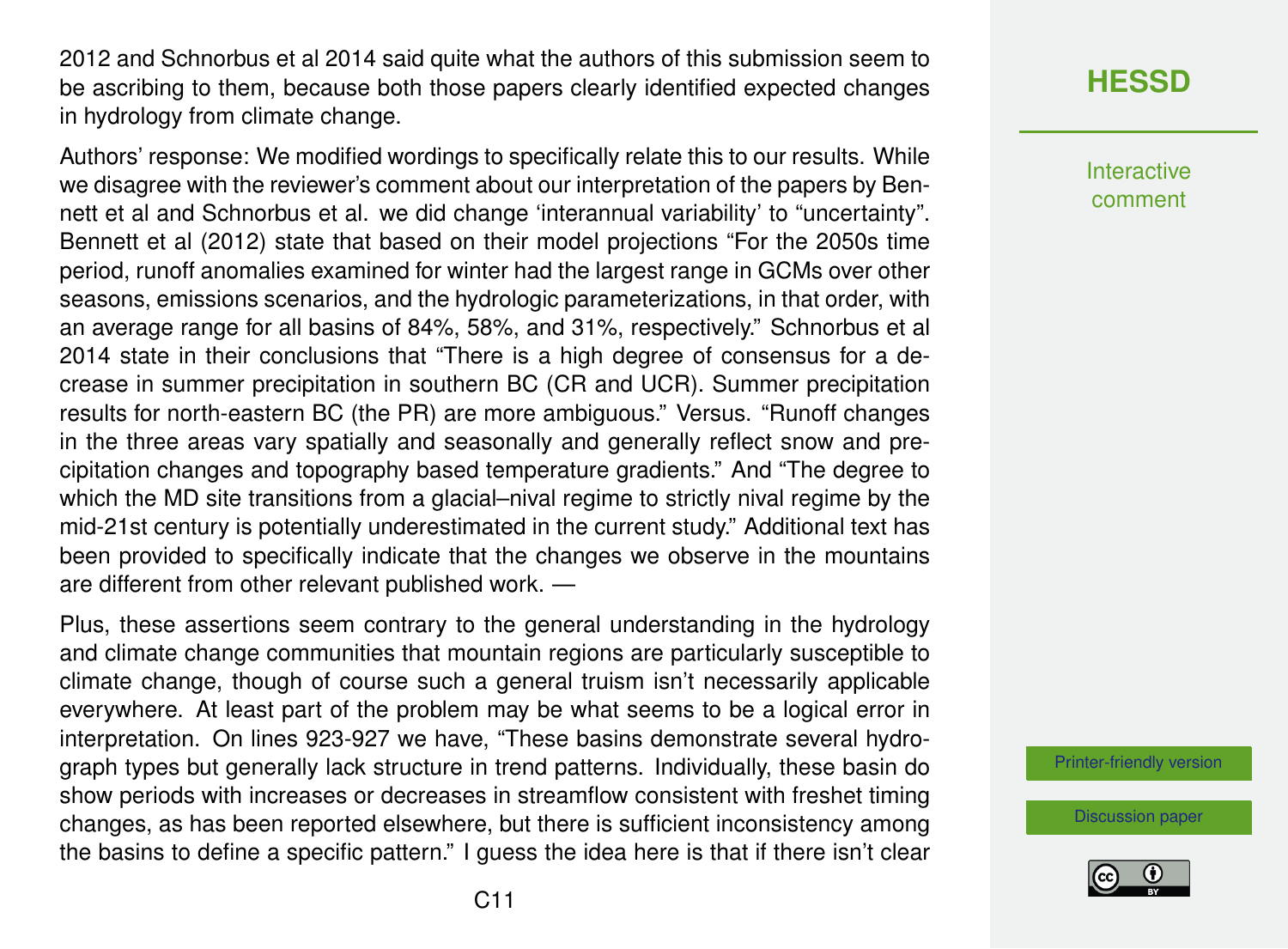2012 and Schnorbus et al 2014 said quite what the authors of this submission seem to be ascribing to them, because both those papers clearly identified expected changes in hydrology from climate change.

Authors' response: We modified wordings to specifically relate this to our results. While we disagree with the reviewer's comment about our interpretation of the papers by Bennett et al and Schnorbus et al. we did change 'interannual variability' to "uncertainty". Bennett et al (2012) state that based on their model projections "For the 2050s time period, runoff anomalies examined for winter had the largest range in GCMs over other seasons, emissions scenarios, and the hydrologic parameterizations, in that order, with an average range for all basins of 84%, 58%, and 31%, respectively." Schnorbus et al 2014 state in their conclusions that "There is a high degree of consensus for a decrease in summer precipitation in southern BC (CR and UCR). Summer precipitation results for north-eastern BC (the PR) are more ambiguous." Versus. "Runoff changes in the three areas vary spatially and seasonally and generally reflect snow and precipitation changes and topography based temperature gradients." And "The degree to which the MD site transitions from a glacial–nival regime to strictly nival regime by the mid-21st century is potentially underestimated in the current study." Additional text has been provided to specifically indicate that the changes we observe in the mountains are different from other relevant published work. —

Plus, these assertions seem contrary to the general understanding in the hydrology and climate change communities that mountain regions are particularly susceptible to climate change, though of course such a general truism isn't necessarily applicable everywhere. At least part of the problem may be what seems to be a logical error in interpretation. On lines 923-927 we have, "These basins demonstrate several hydrograph types but generally lack structure in trend patterns. Individually, these basin do show periods with increases or decreases in streamflow consistent with freshet timing changes, as has been reported elsewhere, but there is sufficient inconsistency among the basins to define a specific pattern." I guess the idea here is that if there isn't clear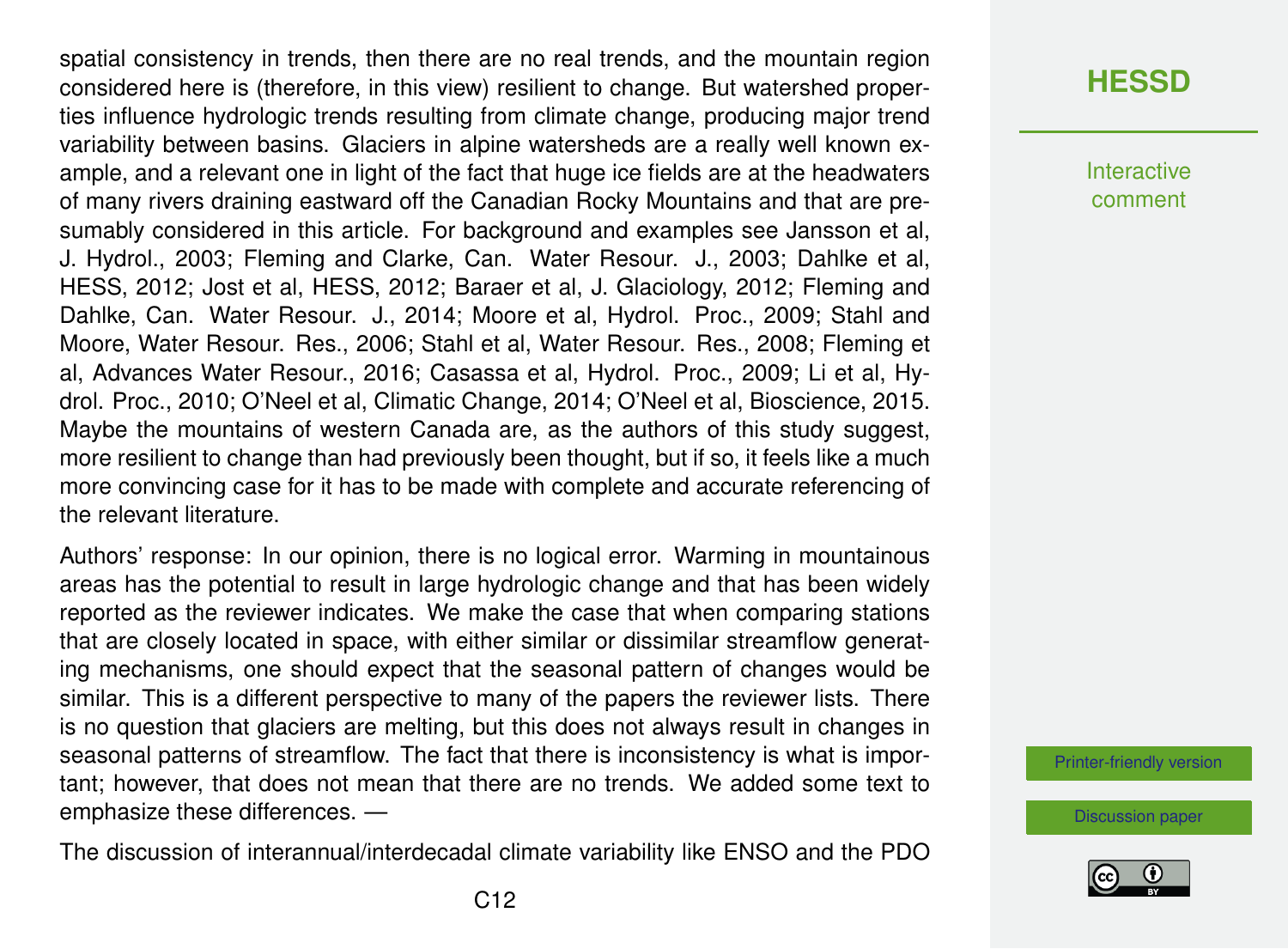spatial consistency in trends, then there are no real trends, and the mountain region considered here is (therefore, in this view) resilient to change. But watershed properties influence hydrologic trends resulting from climate change, producing major trend variability between basins. Glaciers in alpine watersheds are a really well known example, and a relevant one in light of the fact that huge ice fields are at the headwaters of many rivers draining eastward off the Canadian Rocky Mountains and that are presumably considered in this article. For background and examples see Jansson et al, J. Hydrol., 2003; Fleming and Clarke, Can. Water Resour. J., 2003; Dahlke et al, HESS, 2012; Jost et al, HESS, 2012; Baraer et al, J. Glaciology, 2012; Fleming and Dahlke, Can. Water Resour. J., 2014; Moore et al, Hydrol. Proc., 2009; Stahl and Moore, Water Resour. Res., 2006; Stahl et al, Water Resour. Res., 2008; Fleming et al, Advances Water Resour., 2016; Casassa et al, Hydrol. Proc., 2009; Li et al, Hydrol. Proc., 2010; O'Neel et al, Climatic Change, 2014; O'Neel et al, Bioscience, 2015. Maybe the mountains of western Canada are, as the authors of this study suggest, more resilient to change than had previously been thought, but if so, it feels like a much more convincing case for it has to be made with complete and accurate referencing of the relevant literature.

Authors' response: In our opinion, there is no logical error. Warming in mountainous areas has the potential to result in large hydrologic change and that has been widely reported as the reviewer indicates. We make the case that when comparing stations that are closely located in space, with either similar or dissimilar streamflow generating mechanisms, one should expect that the seasonal pattern of changes would be similar. This is a different perspective to many of the papers the reviewer lists. There is no question that glaciers are melting, but this does not always result in changes in seasonal patterns of streamflow. The fact that there is inconsistency is what is important; however, that does not mean that there are no trends. We added some text to emphasize these differences. —

The discussion of interannual/interdecadal climate variability like ENSO and the PDO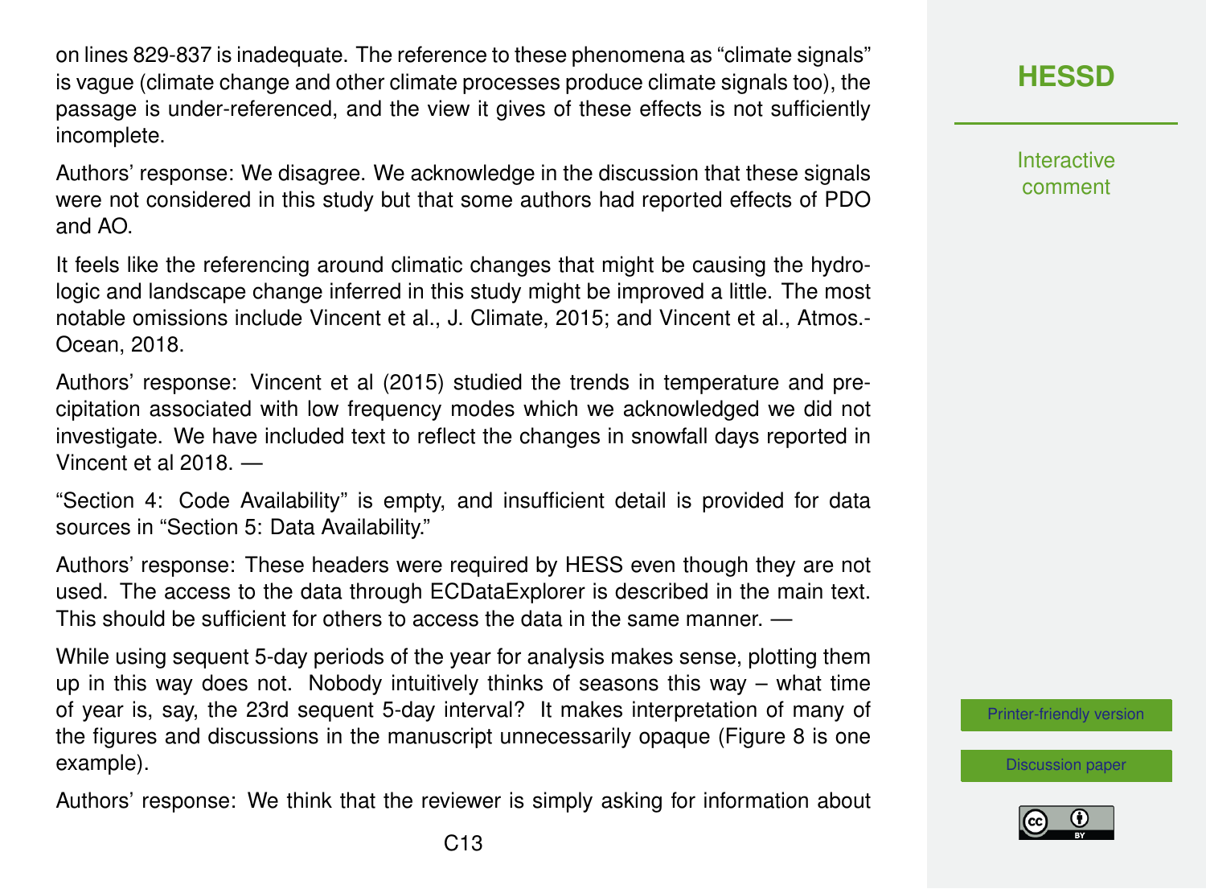on lines 829-837 is inadequate. The reference to these phenomena as "climate signals" is vague (climate change and other climate processes produce climate signals too), the passage is under-referenced, and the view it gives of these effects is not sufficiently incomplete.

Authors' response: We disagree. We acknowledge in the discussion that these signals were not considered in this study but that some authors had reported effects of PDO and AO.

It feels like the referencing around climatic changes that might be causing the hydrologic and landscape change inferred in this study might be improved a little. The most notable omissions include Vincent et al., J. Climate, 2015; and Vincent et al., Atmos.-Ocean, 2018.

Authors' response: Vincent et al (2015) studied the trends in temperature and precipitation associated with low frequency modes which we acknowledged we did not investigate. We have included text to reflect the changes in snowfall days reported in Vincent et al 2018. —

"Section 4: Code Availability" is empty, and insufficient detail is provided for data sources in "Section 5: Data Availability."

Authors' response: These headers were required by HESS even though they are not used. The access to the data through ECDataExplorer is described in the main text. This should be sufficient for others to access the data in the same manner. —

While using sequent 5-day periods of the year for analysis makes sense, plotting them up in this way does not. Nobody intuitively thinks of seasons this way – what time of year is, say, the 23rd sequent 5-day interval? It makes interpretation of many of the figures and discussions in the manuscript unnecessarily opaque (Figure 8 is one example).

Authors' response: We think that the reviewer is simply asking for information about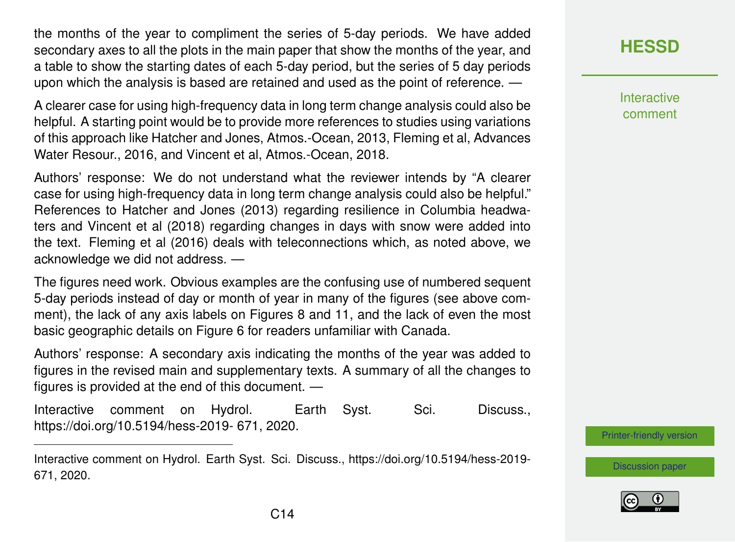the months of the year to compliment the series of 5-day periods. We have added secondary axes to all the plots in the main paper that show the months of the year, and a table to show the starting dates of each 5-day period, but the series of 5 day periods upon which the analysis is based are retained and used as the point of reference. —

A clearer case for using high-frequency data in long term change analysis could also be helpful. A starting point would be to provide more references to studies using variations of this approach like Hatcher and Jones, Atmos.-Ocean, 2013, Fleming et al, Advances Water Resour., 2016, and Vincent et al, Atmos.-Ocean, 2018.

Authors' response: We do not understand what the reviewer intends by "A clearer case for using high-frequency data in long term change analysis could also be helpful." References to Hatcher and Jones (2013) regarding resilience in Columbia headwaters and Vincent et al (2018) regarding changes in days with snow were added into the text. Fleming et al (2016) deals with teleconnections which, as noted above, we acknowledge we did not address. —

The figures need work. Obvious examples are the confusing use of numbered sequent 5-day periods instead of day or month of year in many of the figures (see above comment), the lack of any axis labels on Figures 8 and 11, and the lack of even the most basic geographic details on Figure 6 for readers unfamiliar with Canada.

Authors' response: A secondary axis indicating the months of the year was added to figures in the revised main and supplementary texts. A summary of all the changes to figures is provided at the end of this document. —

Interactive comment on Hydrol. Earth Syst. Sci. Discuss., https://doi.org/10.5194/hess-2019- 671, 2020.

Interactive comment on Hydrol. Earth Syst. Sci. Discuss., https://doi.org/10.5194/hess-2019-671, 2020.